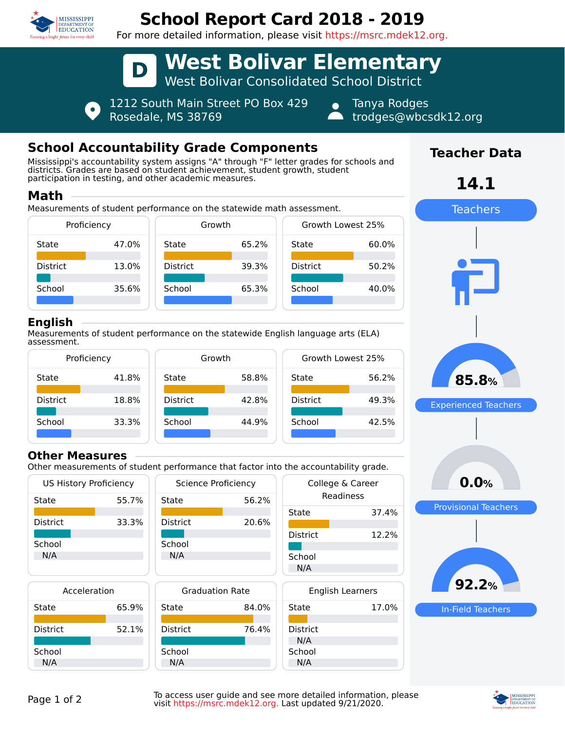# School Report Card 2018 - 2019

For more detailed information, please visit https://msrc.mdek12.org.

## D West Bolivar Elementary

West Bolivar Consolidated School District

1212 South Main Street PO Box 429
Rosedale, MS 38769

Tanya Rodges
trodges@wbcsdk12.org

## School Accountability Grade Components

Mississippi's accountability system assigns "A" through "F" letter grades for schools and districts. Grades are based on student achievement, student growth, student participation in testing, and other academic measures.

### Math

Measurements of student performance on the statewide math assessment.

| | Proficiency | Growth | Growth Lowest 25% |
|---|---|---|---|
| State | 47.0% | 65.2% | 60.0% |
| District | 13.0% | 39.3% | 50.2% |
| School | 35.6% | 65.3% | 40.0% |

### English

Measurements of student performance on the statewide English language arts (ELA) assessment.

| | Proficiency | Growth | Growth Lowest 25% |
|---|---|---|---|
| State | 41.8% | 58.8% | 56.2% |
| District | 18.8% | 42.8% | 49.3% |
| School | 33.3% | 44.9% | 42.5% |

### Other Measures

Other measurements of student performance that factor into the accountability grade.

| | US History Proficiency | Science Proficiency | College & Career Readiness |
|---|---|---|---|
| State | 55.7% | 56.2% | 37.4% |
| District | 33.3% | 20.6% | 12.2% |
| School | N/A | N/A | N/A |

| | Acceleration | Graduation Rate | English Learners |
|---|---|---|---|
| State | 65.9% | 84.0% | 17.0% |
| District | 52.1% | 76.4% | N/A |
| School | N/A | N/A | N/A |

## Teacher Data

**14.1** Teachers

**85.8%** Experienced Teachers

**0.0%** Provisional Teachers

**92.2%** In-Field Teachers

To access user guide and see more detailed information, please visit https://msrc.mdek12.org. Last updated 9/21/2020.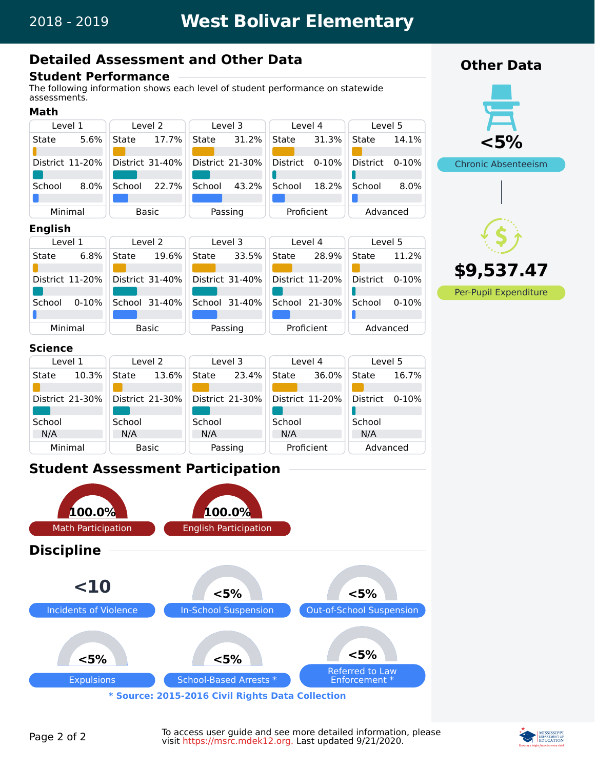# 2018 - 2019 West Bolivar Elementary

## Detailed Assessment and Other Data

### Student Performance

The following information shows each level of student performance on statewide assessments.

#### Math

| | Level 1 | Level 2 | Level 3 | Level 4 | Level 5 |
|---|---|---|---|---|---|
| State | 5.6% | 17.7% | 31.2% | 31.3% | 14.1% |
| District | 11-20% | 31-40% | 21-30% | 0-10% | 0-10% |
| School | 8.0% | 22.7% | 43.2% | 18.2% | 8.0% |
| | Minimal | Basic | Passing | Proficient | Advanced |

#### English

| | Level 1 | Level 2 | Level 3 | Level 4 | Level 5 |
|---|---|---|---|---|---|
| State | 6.8% | 19.6% | 33.5% | 28.9% | 11.2% |
| District | 11-20% | 31-40% | 31-40% | 11-20% | 0-10% |
| School | 0-10% | 31-40% | 31-40% | 21-30% | 0-10% |
| | Minimal | Basic | Passing | Proficient | Advanced |

#### Science

| | Level 1 | Level 2 | Level 3 | Level 4 | Level 5 |
|---|---|---|---|---|---|
| State | 10.3% | 13.6% | 23.4% | 36.0% | 16.7% |
| District | 21-30% | 21-30% | 21-30% | 11-20% | 0-10% |
| School | N/A | N/A | N/A | N/A | N/A |
| | Minimal | Basic | Passing | Proficient | Advanced |

### Student Assessment Participation

100.0%
Math Participation

100.0%
English Participation

### Discipline

<10
Incidents of Violence

<5%
In-School Suspension

<5%
Out-of-School Suspension

<5%
Expulsions

<5%
School-Based Arrests *

<5%
Referred to Law Enforcement *

**\* Source: 2015-2016 Civil Rights Data Collection**

## Other Data

<5%
Chronic Absenteeism

$9,537.47
Per-Pupil Expenditure

To access user guide and see more detailed information, please visit https://msrc.mdek12.org. Last updated 9/21/2020.